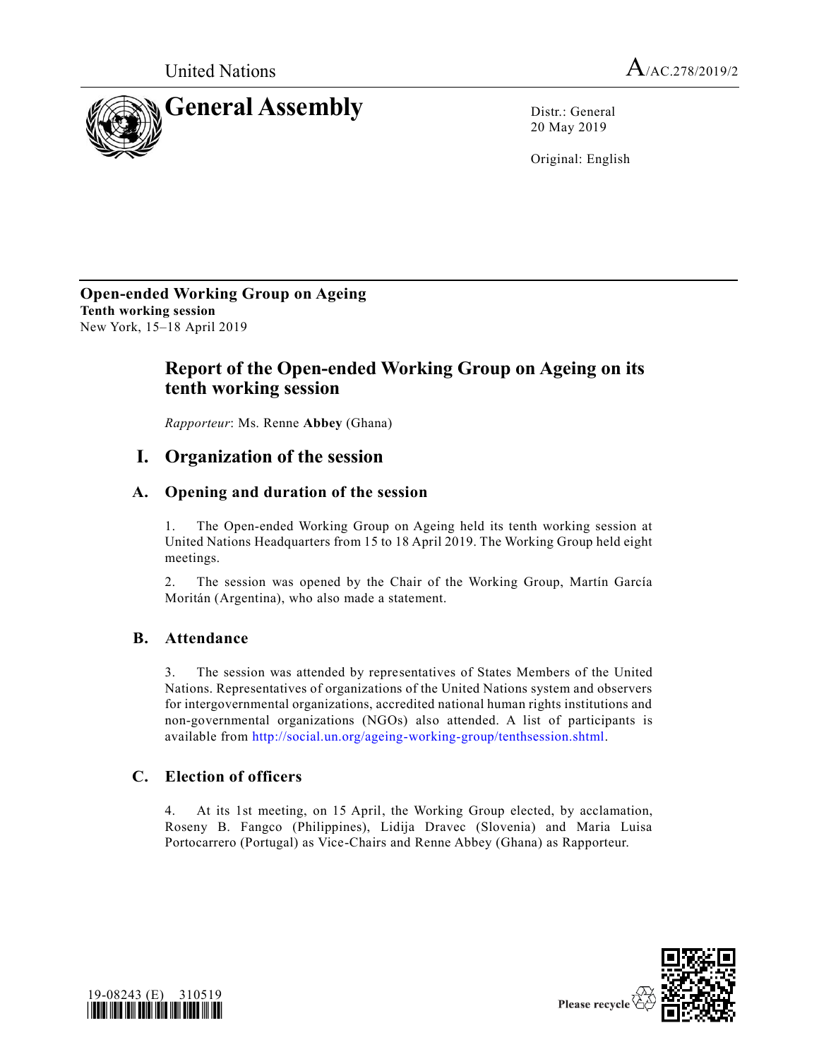United Nations

A/AC.278/2019/2

# General Assembly

Distr.: General
20 May 2019

Original: English

**Open-ended Working Group on Ageing**
**Tenth working session**
New York, 15–18 April 2019

# Report of the Open-ended Working Group on Ageing on its tenth working session

*Rapporteur*: Ms. Renne **Abbey** (Ghana)

## I. Organization of the session

### A. Opening and duration of the session

1. The Open-ended Working Group on Ageing held its tenth working session at United Nations Headquarters from 15 to 18 April 2019. The Working Group held eight meetings.

2. The session was opened by the Chair of the Working Group, Martín García Moritán (Argentina), who also made a statement.

### B. Attendance

3. The session was attended by representatives of States Members of the United Nations. Representatives of organizations of the United Nations system and observers for intergovernmental organizations, accredited national human rights institutions and non-governmental organizations (NGOs) also attended. A list of participants is available from http://social.un.org/ageing-working-group/tenthsession.shtml.

### C. Election of officers

4. At its 1st meeting, on 15 April, the Working Group elected, by acclamation, Roseny B. Fangco (Philippines), Lidija Dravec (Slovenia) and Maria Luisa Portocarrero (Portugal) as Vice-Chairs and Renne Abbey (Ghana) as Rapporteur.

19-08243 (E) 310519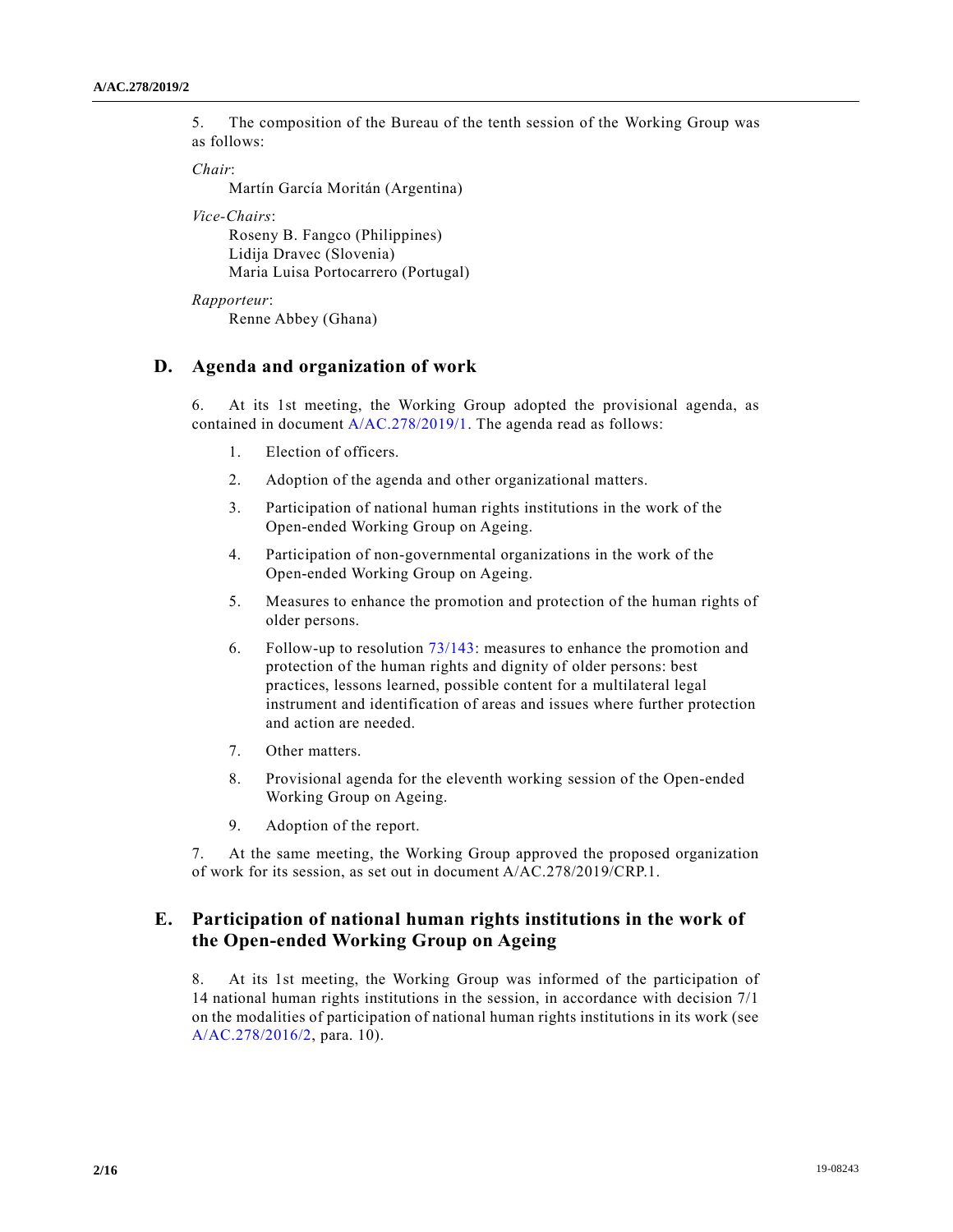5. The composition of the Bureau of the tenth session of the Working Group was as follows:

*Chair*:

Martín García Moritán (Argentina)

*Vice-Chairs*:

Roseny B. Fangco (Philippines)
Lidija Dravec (Slovenia)
Maria Luisa Portocarrero (Portugal)

*Rapporteur*:

Renne Abbey (Ghana)

## D. Agenda and organization of work

6. At its 1st meeting, the Working Group adopted the provisional agenda, as contained in document A/AC.278/2019/1. The agenda read as follows:

1. Election of officers.
2. Adoption of the agenda and other organizational matters.
3. Participation of national human rights institutions in the work of the Open-ended Working Group on Ageing.
4. Participation of non-governmental organizations in the work of the Open-ended Working Group on Ageing.
5. Measures to enhance the promotion and protection of the human rights of older persons.
6. Follow-up to resolution 73/143: measures to enhance the promotion and protection of the human rights and dignity of older persons: best practices, lessons learned, possible content for a multilateral legal instrument and identification of areas and issues where further protection and action are needed.
7. Other matters.
8. Provisional agenda for the eleventh working session of the Open-ended Working Group on Ageing.
9. Adoption of the report.

7. At the same meeting, the Working Group approved the proposed organization of work for its session, as set out in document A/AC.278/2019/CRP.1.

## E. Participation of national human rights institutions in the work of the Open-ended Working Group on Ageing

8. At its 1st meeting, the Working Group was informed of the participation of 14 national human rights institutions in the session, in accordance with decision 7/1 on the modalities of participation of national human rights institutions in its work (see A/AC.278/2016/2, para. 10).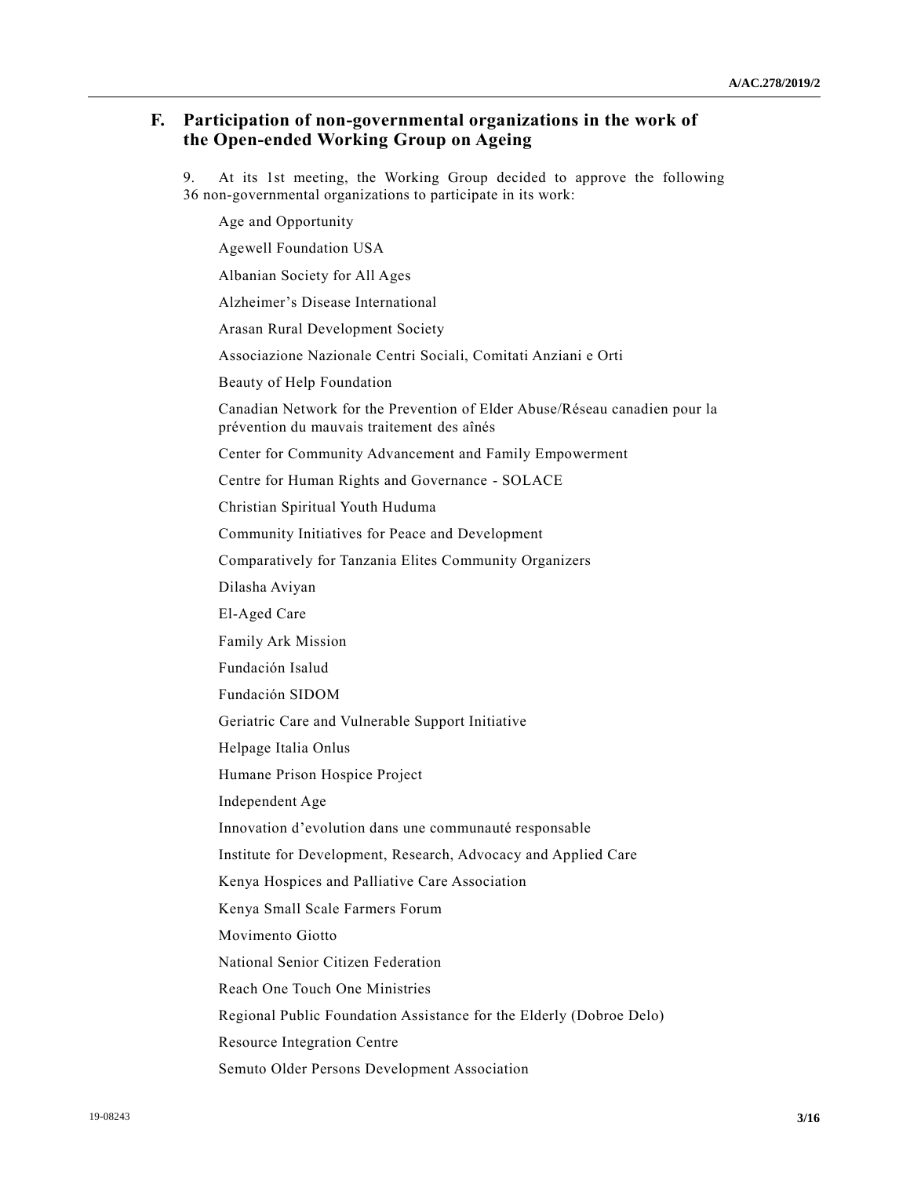## F. Participation of non-governmental organizations in the work of the Open-ended Working Group on Ageing

9. At its 1st meeting, the Working Group decided to approve the following 36 non-governmental organizations to participate in its work:

Age and Opportunity

Agewell Foundation USA

Albanian Society for All Ages

Alzheimer’s Disease International

Arasan Rural Development Society

Associazione Nazionale Centri Sociali, Comitati Anziani e Orti

Beauty of Help Foundation

Canadian Network for the Prevention of Elder Abuse/Réseau canadien pour la prévention du mauvais traitement des aînés

Center for Community Advancement and Family Empowerment

Centre for Human Rights and Governance - SOLACE

Christian Spiritual Youth Huduma

Community Initiatives for Peace and Development

Comparatively for Tanzania Elites Community Organizers

Dilasha Aviyan

El-Aged Care

Family Ark Mission

Fundación Isalud

Fundación SIDOM

Geriatric Care and Vulnerable Support Initiative

Helpage Italia Onlus

Humane Prison Hospice Project

Independent Age

Innovation d’evolution dans une communauté responsable

Institute for Development, Research, Advocacy and Applied Care

Kenya Hospices and Palliative Care Association

Kenya Small Scale Farmers Forum

Movimento Giotto

National Senior Citizen Federation

Reach One Touch One Ministries

Regional Public Foundation Assistance for the Elderly (Dobroe Delo)

Resource Integration Centre

Semuto Older Persons Development Association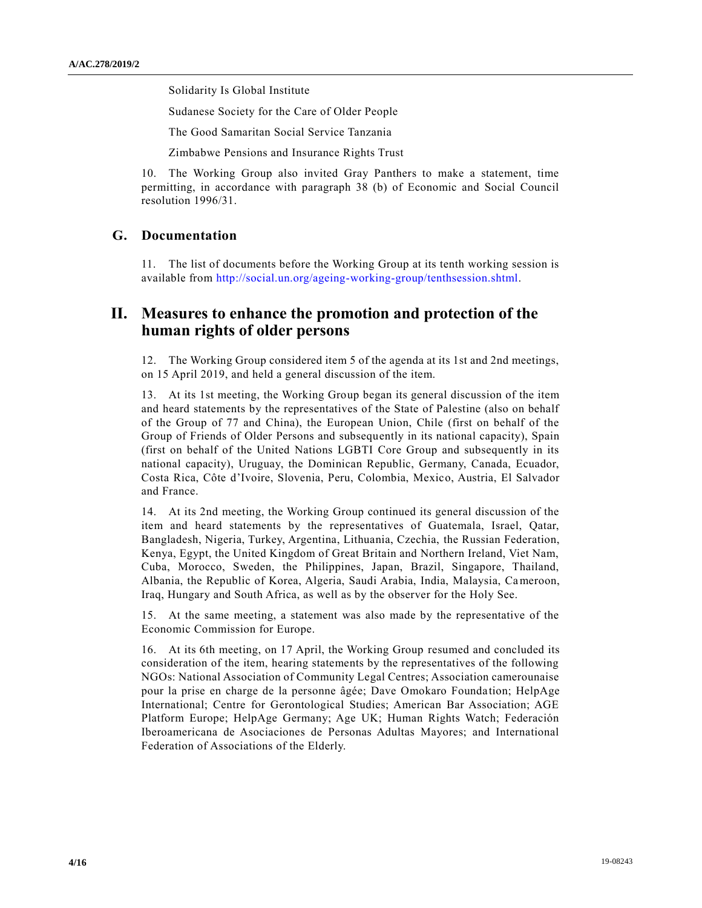Solidarity Is Global Institute

Sudanese Society for the Care of Older People

The Good Samaritan Social Service Tanzania

Zimbabwe Pensions and Insurance Rights Trust

10. The Working Group also invited Gray Panthers to make a statement, time permitting, in accordance with paragraph 38 (b) of Economic and Social Council resolution 1996/31.

## G. Documentation

11. The list of documents before the Working Group at its tenth working session is available from http://social.un.org/ageing-working-group/tenthsession.shtml.

# II. Measures to enhance the promotion and protection of the human rights of older persons

12. The Working Group considered item 5 of the agenda at its 1st and 2nd meetings, on 15 April 2019, and held a general discussion of the item.

13. At its 1st meeting, the Working Group began its general discussion of the item and heard statements by the representatives of the State of Palestine (also on behalf of the Group of 77 and China), the European Union, Chile (first on behalf of the Group of Friends of Older Persons and subsequently in its national capacity), Spain (first on behalf of the United Nations LGBTI Core Group and subsequently in its national capacity), Uruguay, the Dominican Republic, Germany, Canada, Ecuador, Costa Rica, Côte d'Ivoire, Slovenia, Peru, Colombia, Mexico, Austria, El Salvador and France.

14. At its 2nd meeting, the Working Group continued its general discussion of the item and heard statements by the representatives of Guatemala, Israel, Qatar, Bangladesh, Nigeria, Turkey, Argentina, Lithuania, Czechia, the Russian Federation, Kenya, Egypt, the United Kingdom of Great Britain and Northern Ireland, Viet Nam, Cuba, Morocco, Sweden, the Philippines, Japan, Brazil, Singapore, Thailand, Albania, the Republic of Korea, Algeria, Saudi Arabia, India, Malaysia, Cameroon, Iraq, Hungary and South Africa, as well as by the observer for the Holy See.

15. At the same meeting, a statement was also made by the representative of the Economic Commission for Europe.

16. At its 6th meeting, on 17 April, the Working Group resumed and concluded its consideration of the item, hearing statements by the representatives of the following NGOs: National Association of Community Legal Centres; Association camerounaise pour la prise en charge de la personne âgée; Dave Omokaro Foundation; HelpAge International; Centre for Gerontological Studies; American Bar Association; AGE Platform Europe; HelpAge Germany; Age UK; Human Rights Watch; Federación Iberoamericana de Asociaciones de Personas Adultas Mayores; and International Federation of Associations of the Elderly.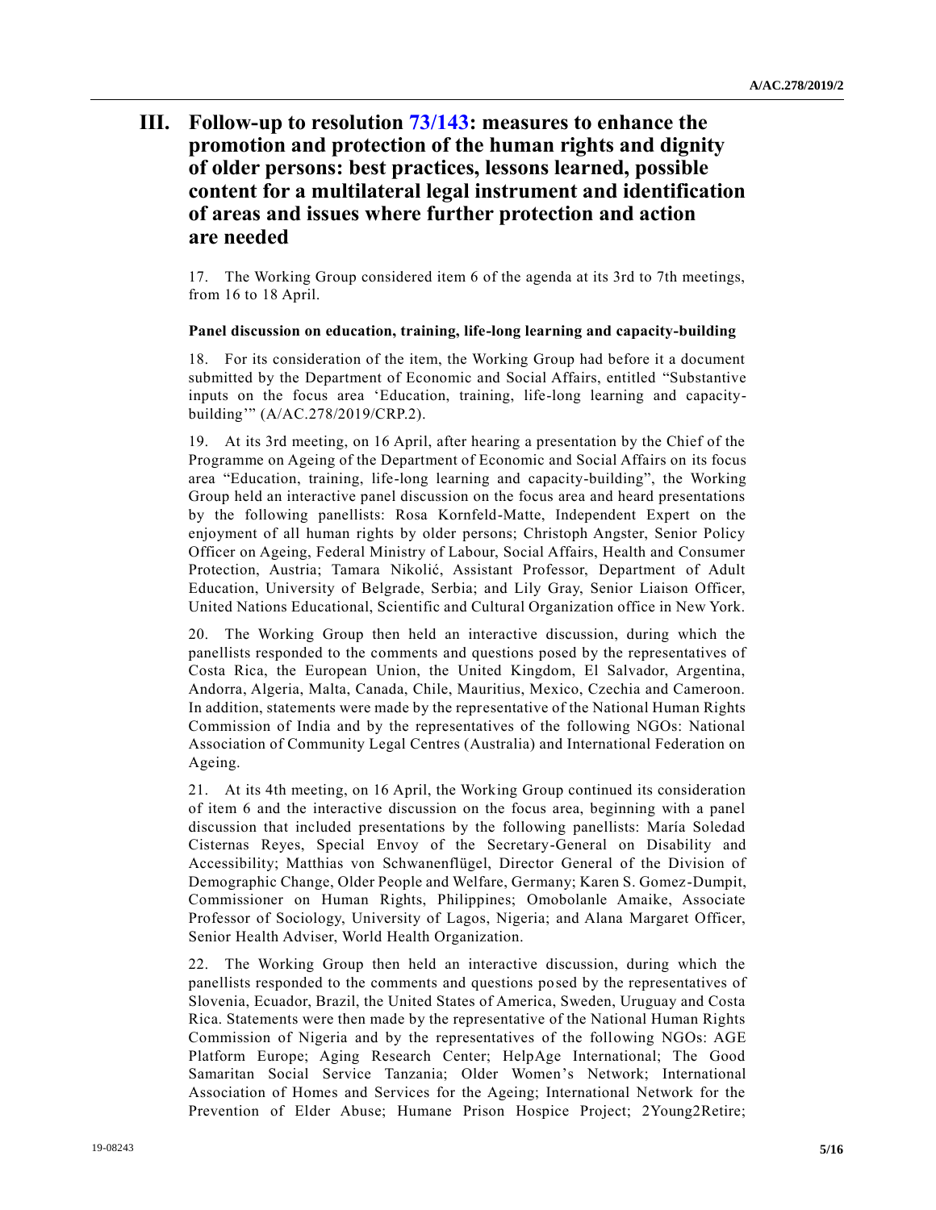# III. Follow-up to resolution 73/143: measures to enhance the promotion and protection of the human rights and dignity of older persons: best practices, lessons learned, possible content for a multilateral legal instrument and identification of areas and issues where further protection and action are needed

17. The Working Group considered item 6 of the agenda at its 3rd to 7th meetings, from 16 to 18 April.

### Panel discussion on education, training, life-long learning and capacity-building

18. For its consideration of the item, the Working Group had before it a document submitted by the Department of Economic and Social Affairs, entitled "Substantive inputs on the focus area 'Education, training, life-long learning and capacity-building'" (A/AC.278/2019/CRP.2).

19. At its 3rd meeting, on 16 April, after hearing a presentation by the Chief of the Programme on Ageing of the Department of Economic and Social Affairs on its focus area "Education, training, life-long learning and capacity-building", the Working Group held an interactive panel discussion on the focus area and heard presentations by the following panellists: Rosa Kornfeld-Matte, Independent Expert on the enjoyment of all human rights by older persons; Christoph Angster, Senior Policy Officer on Ageing, Federal Ministry of Labour, Social Affairs, Health and Consumer Protection, Austria; Tamara Nikolić, Assistant Professor, Department of Adult Education, University of Belgrade, Serbia; and Lily Gray, Senior Liaison Officer, United Nations Educational, Scientific and Cultural Organization office in New York.

20. The Working Group then held an interactive discussion, during which the panellists responded to the comments and questions posed by the representatives of Costa Rica, the European Union, the United Kingdom, El Salvador, Argentina, Andorra, Algeria, Malta, Canada, Chile, Mauritius, Mexico, Czechia and Cameroon. In addition, statements were made by the representative of the National Human Rights Commission of India and by the representatives of the following NGOs: National Association of Community Legal Centres (Australia) and International Federation on Ageing.

21. At its 4th meeting, on 16 April, the Working Group continued its consideration of item 6 and the interactive discussion on the focus area, beginning with a panel discussion that included presentations by the following panellists: María Soledad Cisternas Reyes, Special Envoy of the Secretary-General on Disability and Accessibility; Matthias von Schwanenflügel, Director General of the Division of Demographic Change, Older People and Welfare, Germany; Karen S. Gomez-Dumpit, Commissioner on Human Rights, Philippines; Omobolanle Amaike, Associate Professor of Sociology, University of Lagos, Nigeria; and Alana Margaret Officer, Senior Health Adviser, World Health Organization.

22. The Working Group then held an interactive discussion, during which the panellists responded to the comments and questions posed by the representatives of Slovenia, Ecuador, Brazil, the United States of America, Sweden, Uruguay and Costa Rica. Statements were then made by the representative of the National Human Rights Commission of Nigeria and by the representatives of the following NGOs: AGE Platform Europe; Aging Research Center; HelpAge International; The Good Samaritan Social Service Tanzania; Older Women's Network; International Association of Homes and Services for the Ageing; International Network for the Prevention of Elder Abuse; Humane Prison Hospice Project; 2Young2Retire;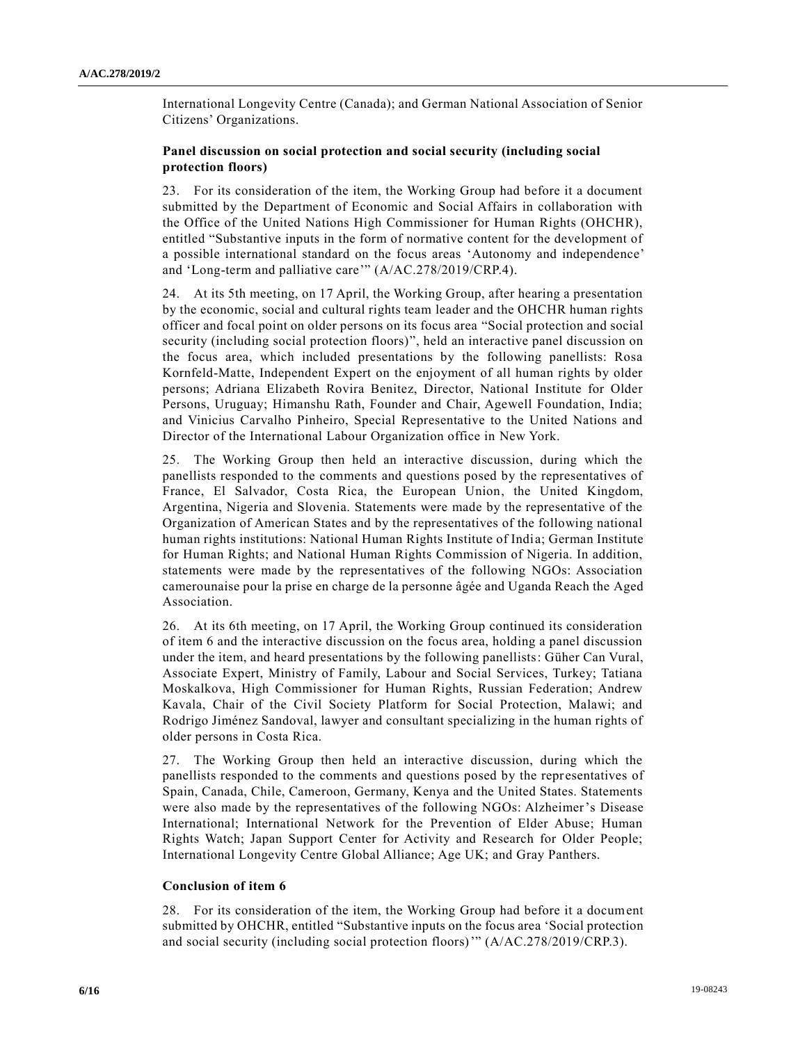International Longevity Centre (Canada); and German National Association of Senior Citizens' Organizations.

**Panel discussion on social protection and social security (including social protection floors)**

23. For its consideration of the item, the Working Group had before it a document submitted by the Department of Economic and Social Affairs in collaboration with the Office of the United Nations High Commissioner for Human Rights (OHCHR), entitled "Substantive inputs in the form of normative content for the development of a possible international standard on the focus areas 'Autonomy and independence' and 'Long-term and palliative care'" (A/AC.278/2019/CRP.4).

24. At its 5th meeting, on 17 April, the Working Group, after hearing a presentation by the economic, social and cultural rights team leader and the OHCHR human rights officer and focal point on older persons on its focus area "Social protection and social security (including social protection floors)", held an interactive panel discussion on the focus area, which included presentations by the following panellists: Rosa Kornfeld-Matte, Independent Expert on the enjoyment of all human rights by older persons; Adriana Elizabeth Rovira Benitez, Director, National Institute for Older Persons, Uruguay; Himanshu Rath, Founder and Chair, Agewell Foundation, India; and Vinicius Carvalho Pinheiro, Special Representative to the United Nations and Director of the International Labour Organization office in New York.

25. The Working Group then held an interactive discussion, during which the panellists responded to the comments and questions posed by the representatives of France, El Salvador, Costa Rica, the European Union, the United Kingdom, Argentina, Nigeria and Slovenia. Statements were made by the representative of the Organization of American States and by the representatives of the following national human rights institutions: National Human Rights Institute of India; German Institute for Human Rights; and National Human Rights Commission of Nigeria. In addition, statements were made by the representatives of the following NGOs: Association camerounaise pour la prise en charge de la personne âgée and Uganda Reach the Aged Association.

26. At its 6th meeting, on 17 April, the Working Group continued its consideration of item 6 and the interactive discussion on the focus area, holding a panel discussion under the item, and heard presentations by the following panellists: Güher Can Vural, Associate Expert, Ministry of Family, Labour and Social Services, Turkey; Tatiana Moskalkova, High Commissioner for Human Rights, Russian Federation; Andrew Kavala, Chair of the Civil Society Platform for Social Protection, Malawi; and Rodrigo Jiménez Sandoval, lawyer and consultant specializing in the human rights of older persons in Costa Rica.

27. The Working Group then held an interactive discussion, during which the panellists responded to the comments and questions posed by the representatives of Spain, Canada, Chile, Cameroon, Germany, Kenya and the United States. Statements were also made by the representatives of the following NGOs: Alzheimer's Disease International; International Network for the Prevention of Elder Abuse; Human Rights Watch; Japan Support Center for Activity and Research for Older People; International Longevity Centre Global Alliance; Age UK; and Gray Panthers.

**Conclusion of item 6**

28. For its consideration of the item, the Working Group had before it a document submitted by OHCHR, entitled "Substantive inputs on the focus area 'Social protection and social security (including social protection floors)'" (A/AC.278/2019/CRP.3).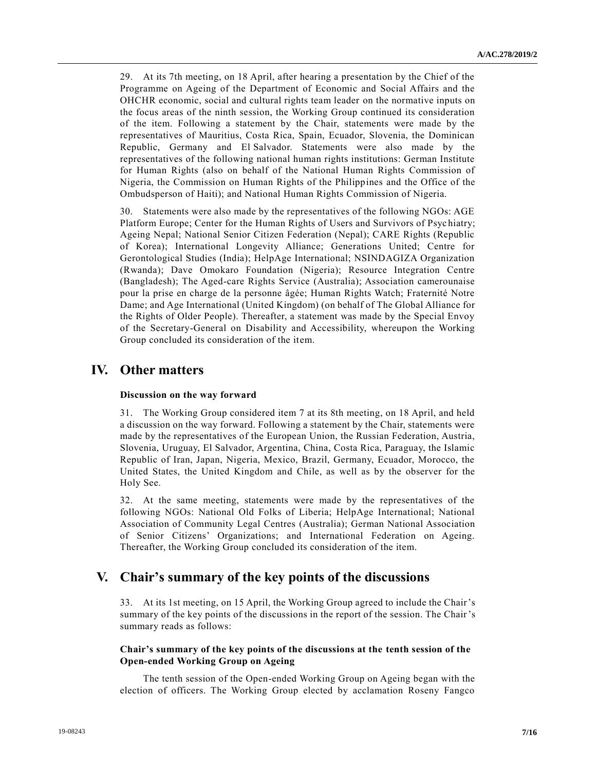29. At its 7th meeting, on 18 April, after hearing a presentation by the Chief of the Programme on Ageing of the Department of Economic and Social Affairs and the OHCHR economic, social and cultural rights team leader on the normative inputs on the focus areas of the ninth session, the Working Group continued its consideration of the item. Following a statement by the Chair, statements were made by the representatives of Mauritius, Costa Rica, Spain, Ecuador, Slovenia, the Dominican Republic, Germany and El Salvador. Statements were also made by the representatives of the following national human rights institutions: German Institute for Human Rights (also on behalf of the National Human Rights Commission of Nigeria, the Commission on Human Rights of the Philippines and the Office of the Ombudsperson of Haiti); and National Human Rights Commission of Nigeria.

30. Statements were also made by the representatives of the following NGOs: AGE Platform Europe; Center for the Human Rights of Users and Survivors of Psychiatry; Ageing Nepal; National Senior Citizen Federation (Nepal); CARE Rights (Republic of Korea); International Longevity Alliance; Generations United; Centre for Gerontological Studies (India); HelpAge International; NSINDAGIZA Organization (Rwanda); Dave Omokaro Foundation (Nigeria); Resource Integration Centre (Bangladesh); The Aged-care Rights Service (Australia); Association camerounaise pour la prise en charge de la personne âgée; Human Rights Watch; Fraternité Notre Dame; and Age International (United Kingdom) (on behalf of The Global Alliance for the Rights of Older People). Thereafter, a statement was made by the Special Envoy of the Secretary-General on Disability and Accessibility, whereupon the Working Group concluded its consideration of the item.

# IV. Other matters

### Discussion on the way forward

31. The Working Group considered item 7 at its 8th meeting, on 18 April, and held a discussion on the way forward. Following a statement by the Chair, statements were made by the representatives of the European Union, the Russian Federation, Austria, Slovenia, Uruguay, El Salvador, Argentina, China, Costa Rica, Paraguay, the Islamic Republic of Iran, Japan, Nigeria, Mexico, Brazil, Germany, Ecuador, Morocco, the United States, the United Kingdom and Chile, as well as by the observer for the Holy See.

32. At the same meeting, statements were made by the representatives of the following NGOs: National Old Folks of Liberia; HelpAge International; National Association of Community Legal Centres (Australia); German National Association of Senior Citizens' Organizations; and International Federation on Ageing. Thereafter, the Working Group concluded its consideration of the item.

# V. Chair's summary of the key points of the discussions

33. At its 1st meeting, on 15 April, the Working Group agreed to include the Chair's summary of the key points of the discussions in the report of the session. The Chair's summary reads as follows:

### Chair's summary of the key points of the discussions at the tenth session of the Open-ended Working Group on Ageing

The tenth session of the Open-ended Working Group on Ageing began with the election of officers. The Working Group elected by acclamation Roseny Fangco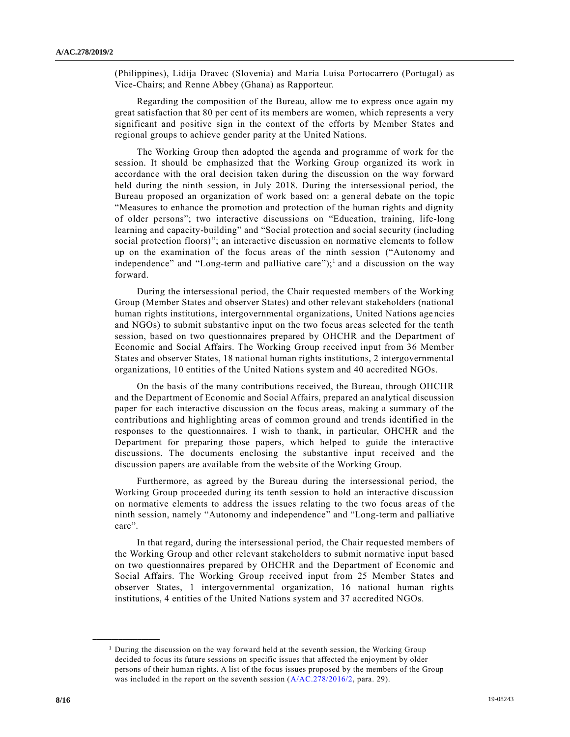(Philippines), Lidija Dravec (Slovenia) and María Luisa Portocarrero (Portugal) as Vice-Chairs; and Renne Abbey (Ghana) as Rapporteur.

Regarding the composition of the Bureau, allow me to express once again my great satisfaction that 80 per cent of its members are women, which represents a very significant and positive sign in the context of the efforts by Member States and regional groups to achieve gender parity at the United Nations.

The Working Group then adopted the agenda and programme of work for the session. It should be emphasized that the Working Group organized its work in accordance with the oral decision taken during the discussion on the way forward held during the ninth session, in July 2018. During the intersessional period, the Bureau proposed an organization of work based on: a general debate on the topic "Measures to enhance the promotion and protection of the human rights and dignity of older persons"; two interactive discussions on "Education, training, life-long learning and capacity-building" and "Social protection and social security (including social protection floors)"; an interactive discussion on normative elements to follow up on the examination of the focus areas of the ninth session ("Autonomy and independence" and "Long-term and palliative care");[1] and a discussion on the way forward.

During the intersessional period, the Chair requested members of the Working Group (Member States and observer States) and other relevant stakeholders (national human rights institutions, intergovernmental organizations, United Nations agencies and NGOs) to submit substantive input on the two focus areas selected for the tenth session, based on two questionnaires prepared by OHCHR and the Department of Economic and Social Affairs. The Working Group received input from 36 Member States and observer States, 18 national human rights institutions, 2 intergovernmental organizations, 10 entities of the United Nations system and 40 accredited NGOs.

On the basis of the many contributions received, the Bureau, through OHCHR and the Department of Economic and Social Affairs, prepared an analytical discussion paper for each interactive discussion on the focus areas, making a summary of the contributions and highlighting areas of common ground and trends identified in the responses to the questionnaires. I wish to thank, in particular, OHCHR and the Department for preparing those papers, which helped to guide the interactive discussions. The documents enclosing the substantive input received and the discussion papers are available from the website of the Working Group.

Furthermore, as agreed by the Bureau during the intersessional period, the Working Group proceeded during its tenth session to hold an interactive discussion on normative elements to address the issues relating to the two focus areas of the ninth session, namely "Autonomy and independence" and "Long-term and palliative care".

In that regard, during the intersessional period, the Chair requested members of the Working Group and other relevant stakeholders to submit normative input based on two questionnaires prepared by OHCHR and the Department of Economic and Social Affairs. The Working Group received input from 25 Member States and observer States, 1 intergovernmental organization, 16 national human rights institutions, 4 entities of the United Nations system and 37 accredited NGOs.

---

[1] During the discussion on the way forward held at the seventh session, the Working Group decided to focus its future sessions on specific issues that affected the enjoyment by older persons of their human rights. A list of the focus issues proposed by the members of the Group was included in the report on the seventh session (A/AC.278/2016/2, para. 29).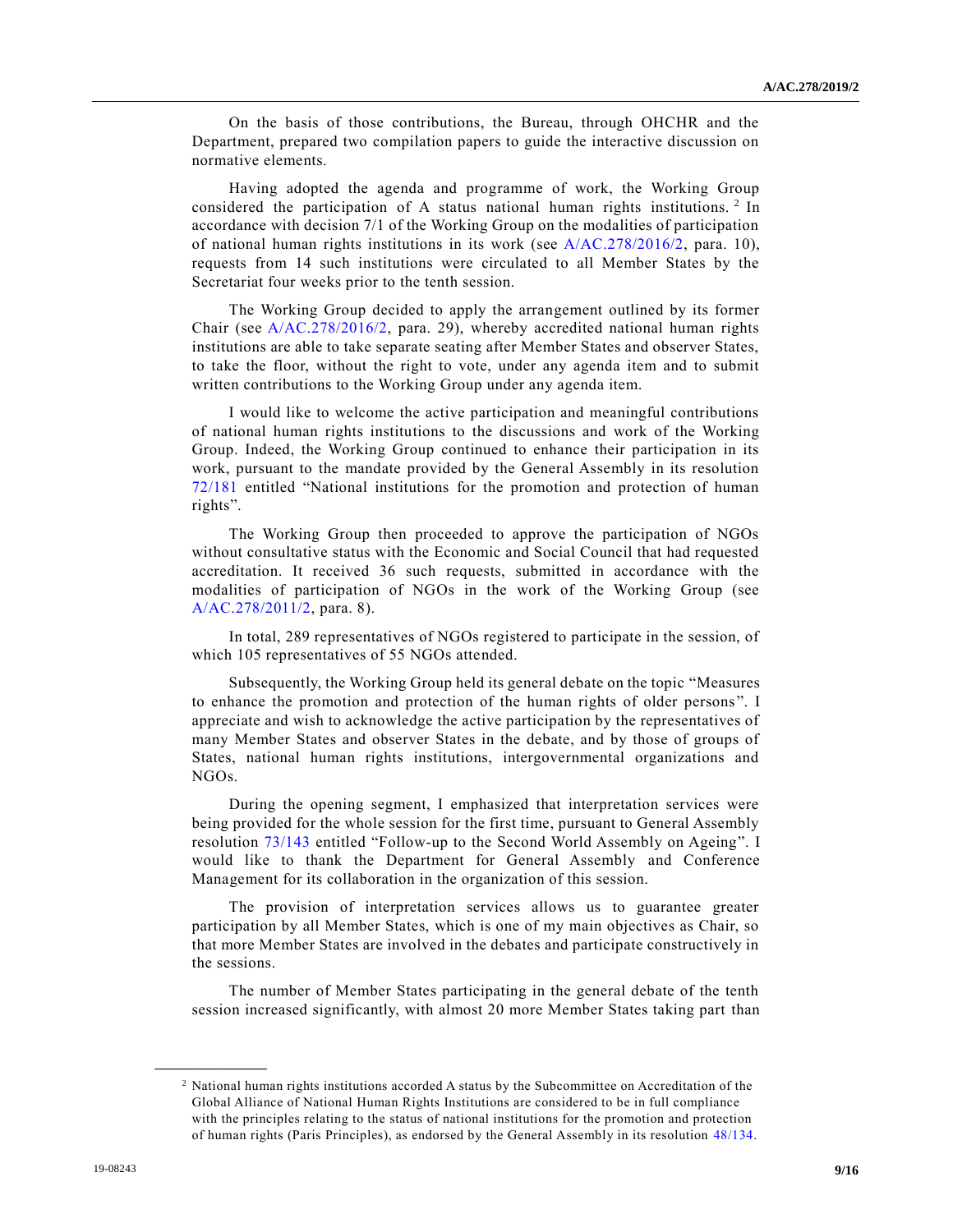On the basis of those contributions, the Bureau, through OHCHR and the Department, prepared two compilation papers to guide the interactive discussion on normative elements.

Having adopted the agenda and programme of work, the Working Group considered the participation of A status national human rights institutions.[2] In accordance with decision 7/1 of the Working Group on the modalities of participation of national human rights institutions in its work (see A/AC.278/2016/2, para. 10), requests from 14 such institutions were circulated to all Member States by the Secretariat four weeks prior to the tenth session.

The Working Group decided to apply the arrangement outlined by its former Chair (see A/AC.278/2016/2, para. 29), whereby accredited national human rights institutions are able to take separate seating after Member States and observer States, to take the floor, without the right to vote, under any agenda item and to submit written contributions to the Working Group under any agenda item.

I would like to welcome the active participation and meaningful contributions of national human rights institutions to the discussions and work of the Working Group. Indeed, the Working Group continued to enhance their participation in its work, pursuant to the mandate provided by the General Assembly in its resolution 72/181 entitled "National institutions for the promotion and protection of human rights".

The Working Group then proceeded to approve the participation of NGOs without consultative status with the Economic and Social Council that had requested accreditation. It received 36 such requests, submitted in accordance with the modalities of participation of NGOs in the work of the Working Group (see A/AC.278/2011/2, para. 8).

In total, 289 representatives of NGOs registered to participate in the session, of which 105 representatives of 55 NGOs attended.

Subsequently, the Working Group held its general debate on the topic "Measures to enhance the promotion and protection of the human rights of older persons". I appreciate and wish to acknowledge the active participation by the representatives of many Member States and observer States in the debate, and by those of groups of States, national human rights institutions, intergovernmental organizations and NGOs.

During the opening segment, I emphasized that interpretation services were being provided for the whole session for the first time, pursuant to General Assembly resolution 73/143 entitled "Follow-up to the Second World Assembly on Ageing". I would like to thank the Department for General Assembly and Conference Management for its collaboration in the organization of this session.

The provision of interpretation services allows us to guarantee greater participation by all Member States, which is one of my main objectives as Chair, so that more Member States are involved in the debates and participate constructively in the sessions.

The number of Member States participating in the general debate of the tenth session increased significantly, with almost 20 more Member States taking part than

---

[2] National human rights institutions accorded A status by the Subcommittee on Accreditation of the Global Alliance of National Human Rights Institutions are considered to be in full compliance with the principles relating to the status of national institutions for the promotion and protection of human rights (Paris Principles), as endorsed by the General Assembly in its resolution 48/134.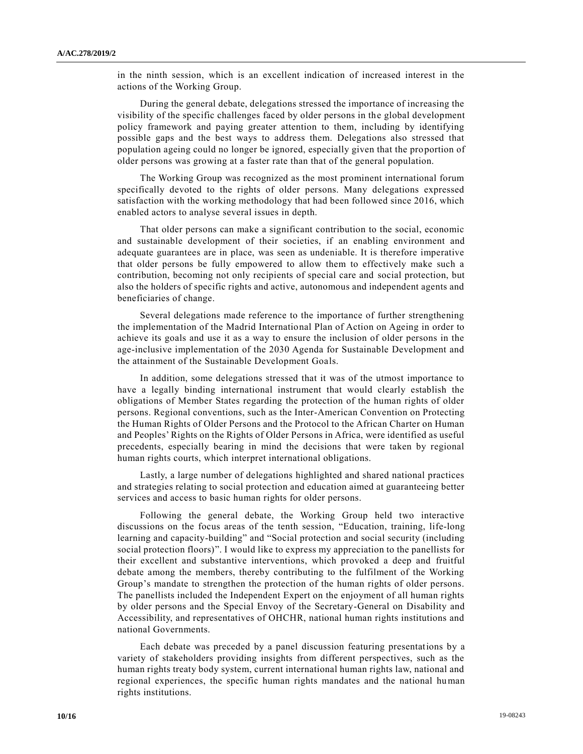in the ninth session, which is an excellent indication of increased interest in the actions of the Working Group.

During the general debate, delegations stressed the importance of increasing the visibility of the specific challenges faced by older persons in the global development policy framework and paying greater attention to them, including by identifying possible gaps and the best ways to address them. Delegations also stressed that population ageing could no longer be ignored, especially given that the proportion of older persons was growing at a faster rate than that of the general population.

The Working Group was recognized as the most prominent international forum specifically devoted to the rights of older persons. Many delegations expressed satisfaction with the working methodology that had been followed since 2016, which enabled actors to analyse several issues in depth.

That older persons can make a significant contribution to the social, economic and sustainable development of their societies, if an enabling environment and adequate guarantees are in place, was seen as undeniable. It is therefore imperative that older persons be fully empowered to allow them to effectively make such a contribution, becoming not only recipients of special care and social protection, but also the holders of specific rights and active, autonomous and independent agents and beneficiaries of change.

Several delegations made reference to the importance of further strengthening the implementation of the Madrid International Plan of Action on Ageing in order to achieve its goals and use it as a way to ensure the inclusion of older persons in the age-inclusive implementation of the 2030 Agenda for Sustainable Development and the attainment of the Sustainable Development Goals.

In addition, some delegations stressed that it was of the utmost importance to have a legally binding international instrument that would clearly establish the obligations of Member States regarding the protection of the human rights of older persons. Regional conventions, such as the Inter-American Convention on Protecting the Human Rights of Older Persons and the Protocol to the African Charter on Human and Peoples' Rights on the Rights of Older Persons in Africa, were identified as useful precedents, especially bearing in mind the decisions that were taken by regional human rights courts, which interpret international obligations.

Lastly, a large number of delegations highlighted and shared national practices and strategies relating to social protection and education aimed at guaranteeing better services and access to basic human rights for older persons.

Following the general debate, the Working Group held two interactive discussions on the focus areas of the tenth session, "Education, training, life-long learning and capacity-building" and "Social protection and social security (including social protection floors)". I would like to express my appreciation to the panellists for their excellent and substantive interventions, which provoked a deep and fruitful debate among the members, thereby contributing to the fulfilment of the Working Group's mandate to strengthen the protection of the human rights of older persons. The panellists included the Independent Expert on the enjoyment of all human rights by older persons and the Special Envoy of the Secretary-General on Disability and Accessibility, and representatives of OHCHR, national human rights institutions and national Governments.

Each debate was preceded by a panel discussion featuring presentations by a variety of stakeholders providing insights from different perspectives, such as the human rights treaty body system, current international human rights law, national and regional experiences, the specific human rights mandates and the national human rights institutions.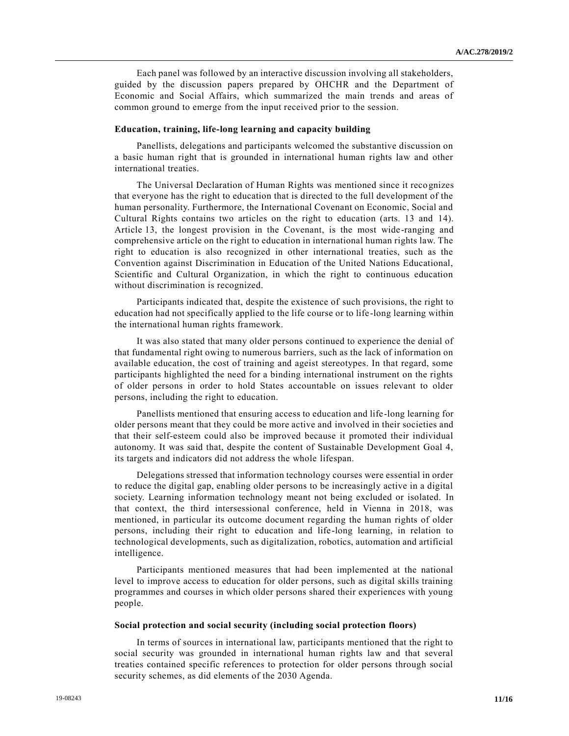Each panel was followed by an interactive discussion involving all stakeholders, guided by the discussion papers prepared by OHCHR and the Department of Economic and Social Affairs, which summarized the main trends and areas of common ground to emerge from the input received prior to the session.

### Education, training, life-long learning and capacity building

Panellists, delegations and participants welcomed the substantive discussion on a basic human right that is grounded in international human rights law and other international treaties.

The Universal Declaration of Human Rights was mentioned since it recognizes that everyone has the right to education that is directed to the full development of the human personality. Furthermore, the International Covenant on Economic, Social and Cultural Rights contains two articles on the right to education (arts. 13 and 14). Article 13, the longest provision in the Covenant, is the most wide-ranging and comprehensive article on the right to education in international human rights law. The right to education is also recognized in other international treaties, such as the Convention against Discrimination in Education of the United Nations Educational, Scientific and Cultural Organization, in which the right to continuous education without discrimination is recognized.

Participants indicated that, despite the existence of such provisions, the right to education had not specifically applied to the life course or to life-long learning within the international human rights framework.

It was also stated that many older persons continued to experience the denial of that fundamental right owing to numerous barriers, such as the lack of information on available education, the cost of training and ageist stereotypes. In that regard, some participants highlighted the need for a binding international instrument on the rights of older persons in order to hold States accountable on issues relevant to older persons, including the right to education.

Panellists mentioned that ensuring access to education and life-long learning for older persons meant that they could be more active and involved in their societies and that their self-esteem could also be improved because it promoted their individual autonomy. It was said that, despite the content of Sustainable Development Goal 4, its targets and indicators did not address the whole lifespan.

Delegations stressed that information technology courses were essential in order to reduce the digital gap, enabling older persons to be increasingly active in a digital society. Learning information technology meant not being excluded or isolated. In that context, the third intersessional conference, held in Vienna in 2018, was mentioned, in particular its outcome document regarding the human rights of older persons, including their right to education and life-long learning, in relation to technological developments, such as digitalization, robotics, automation and artificial intelligence.

Participants mentioned measures that had been implemented at the national level to improve access to education for older persons, such as digital skills training programmes and courses in which older persons shared their experiences with young people.

### Social protection and social security (including social protection floors)

In terms of sources in international law, participants mentioned that the right to social security was grounded in international human rights law and that several treaties contained specific references to protection for older persons through social security schemes, as did elements of the 2030 Agenda.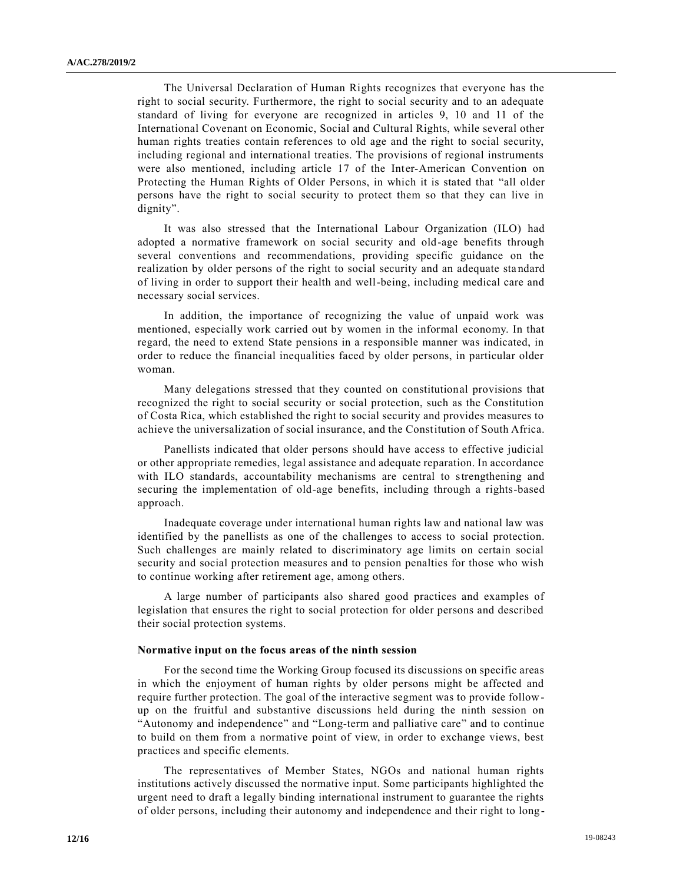The Universal Declaration of Human Rights recognizes that everyone has the right to social security. Furthermore, the right to social security and to an adequate standard of living for everyone are recognized in articles 9, 10 and 11 of the International Covenant on Economic, Social and Cultural Rights, while several other human rights treaties contain references to old age and the right to social security, including regional and international treaties. The provisions of regional instruments were also mentioned, including article 17 of the Inter-American Convention on Protecting the Human Rights of Older Persons, in which it is stated that "all older persons have the right to social security to protect them so that they can live in dignity".

It was also stressed that the International Labour Organization (ILO) had adopted a normative framework on social security and old-age benefits through several conventions and recommendations, providing specific guidance on the realization by older persons of the right to social security and an adequate standard of living in order to support their health and well-being, including medical care and necessary social services.

In addition, the importance of recognizing the value of unpaid work was mentioned, especially work carried out by women in the informal economy. In that regard, the need to extend State pensions in a responsible manner was indicated, in order to reduce the financial inequalities faced by older persons, in particular older woman.

Many delegations stressed that they counted on constitutional provisions that recognized the right to social security or social protection, such as the Constitution of Costa Rica, which established the right to social security and provides measures to achieve the universalization of social insurance, and the Constitution of South Africa.

Panellists indicated that older persons should have access to effective judicial or other appropriate remedies, legal assistance and adequate reparation. In accordance with ILO standards, accountability mechanisms are central to strengthening and securing the implementation of old-age benefits, including through a rights-based approach.

Inadequate coverage under international human rights law and national law was identified by the panellists as one of the challenges to access to social protection. Such challenges are mainly related to discriminatory age limits on certain social security and social protection measures and to pension penalties for those who wish to continue working after retirement age, among others.

A large number of participants also shared good practices and examples of legislation that ensures the right to social protection for older persons and described their social protection systems.

**Normative input on the focus areas of the ninth session**

For the second time the Working Group focused its discussions on specific areas in which the enjoyment of human rights by older persons might be affected and require further protection. The goal of the interactive segment was to provide follow-up on the fruitful and substantive discussions held during the ninth session on "Autonomy and independence" and "Long-term and palliative care" and to continue to build on them from a normative point of view, in order to exchange views, best practices and specific elements.

The representatives of Member States, NGOs and national human rights institutions actively discussed the normative input. Some participants highlighted the urgent need to draft a legally binding international instrument to guarantee the rights of older persons, including their autonomy and independence and their right to long-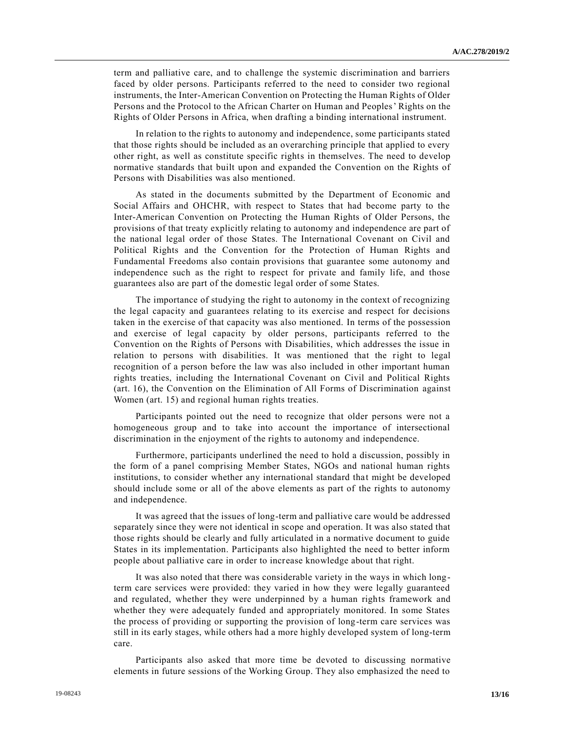term and palliative care, and to challenge the systemic discrimination and barriers faced by older persons. Participants referred to the need to consider two regional instruments, the Inter-American Convention on Protecting the Human Rights of Older Persons and the Protocol to the African Charter on Human and Peoples' Rights on the Rights of Older Persons in Africa, when drafting a binding international instrument.

In relation to the rights to autonomy and independence, some participants stated that those rights should be included as an overarching principle that applied to every other right, as well as constitute specific rights in themselves. The need to develop normative standards that built upon and expanded the Convention on the Rights of Persons with Disabilities was also mentioned.

As stated in the documents submitted by the Department of Economic and Social Affairs and OHCHR, with respect to States that had become party to the Inter-American Convention on Protecting the Human Rights of Older Persons, the provisions of that treaty explicitly relating to autonomy and independence are part of the national legal order of those States. The International Covenant on Civil and Political Rights and the Convention for the Protection of Human Rights and Fundamental Freedoms also contain provisions that guarantee some autonomy and independence such as the right to respect for private and family life, and those guarantees also are part of the domestic legal order of some States.

The importance of studying the right to autonomy in the context of recognizing the legal capacity and guarantees relating to its exercise and respect for decisions taken in the exercise of that capacity was also mentioned. In terms of the possession and exercise of legal capacity by older persons, participants referred to the Convention on the Rights of Persons with Disabilities, which addresses the issue in relation to persons with disabilities. It was mentioned that the right to legal recognition of a person before the law was also included in other important human rights treaties, including the International Covenant on Civil and Political Rights (art. 16), the Convention on the Elimination of All Forms of Discrimination against Women (art. 15) and regional human rights treaties.

Participants pointed out the need to recognize that older persons were not a homogeneous group and to take into account the importance of intersectional discrimination in the enjoyment of the rights to autonomy and independence.

Furthermore, participants underlined the need to hold a discussion, possibly in the form of a panel comprising Member States, NGOs and national human rights institutions, to consider whether any international standard that might be developed should include some or all of the above elements as part of the rights to autonomy and independence.

It was agreed that the issues of long-term and palliative care would be addressed separately since they were not identical in scope and operation. It was also stated that those rights should be clearly and fully articulated in a normative document to guide States in its implementation. Participants also highlighted the need to better inform people about palliative care in order to increase knowledge about that right.

It was also noted that there was considerable variety in the ways in which long-term care services were provided: they varied in how they were legally guaranteed and regulated, whether they were underpinned by a human rights framework and whether they were adequately funded and appropriately monitored. In some States the process of providing or supporting the provision of long-term care services was still in its early stages, while others had a more highly developed system of long-term care.

Participants also asked that more time be devoted to discussing normative elements in future sessions of the Working Group. They also emphasized the need to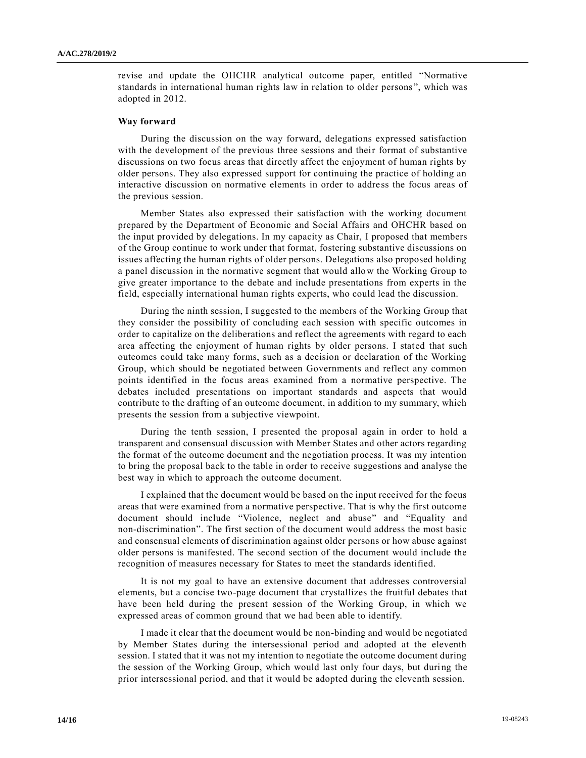revise and update the OHCHR analytical outcome paper, entitled "Normative standards in international human rights law in relation to older persons", which was adopted in 2012.

**Way forward**

During the discussion on the way forward, delegations expressed satisfaction with the development of the previous three sessions and their format of substantive discussions on two focus areas that directly affect the enjoyment of human rights by older persons. They also expressed support for continuing the practice of holding an interactive discussion on normative elements in order to address the focus areas of the previous session.

Member States also expressed their satisfaction with the working document prepared by the Department of Economic and Social Affairs and OHCHR based on the input provided by delegations. In my capacity as Chair, I proposed that members of the Group continue to work under that format, fostering substantive discussions on issues affecting the human rights of older persons. Delegations also proposed holding a panel discussion in the normative segment that would allow the Working Group to give greater importance to the debate and include presentations from experts in the field, especially international human rights experts, who could lead the discussion.

During the ninth session, I suggested to the members of the Working Group that they consider the possibility of concluding each session with specific outcomes in order to capitalize on the deliberations and reflect the agreements with regard to each area affecting the enjoyment of human rights by older persons. I stated that such outcomes could take many forms, such as a decision or declaration of the Working Group, which should be negotiated between Governments and reflect any common points identified in the focus areas examined from a normative perspective. The debates included presentations on important standards and aspects that would contribute to the drafting of an outcome document, in addition to my summary, which presents the session from a subjective viewpoint.

During the tenth session, I presented the proposal again in order to hold a transparent and consensual discussion with Member States and other actors regarding the format of the outcome document and the negotiation process. It was my intention to bring the proposal back to the table in order to receive suggestions and analyse the best way in which to approach the outcome document.

I explained that the document would be based on the input received for the focus areas that were examined from a normative perspective. That is why the first outcome document should include "Violence, neglect and abuse" and "Equality and non-discrimination". The first section of the document would address the most basic and consensual elements of discrimination against older persons or how abuse against older persons is manifested. The second section of the document would include the recognition of measures necessary for States to meet the standards identified.

It is not my goal to have an extensive document that addresses controversial elements, but a concise two-page document that crystallizes the fruitful debates that have been held during the present session of the Working Group, in which we expressed areas of common ground that we had been able to identify.

I made it clear that the document would be non-binding and would be negotiated by Member States during the intersessional period and adopted at the eleventh session. I stated that it was not my intention to negotiate the outcome document during the session of the Working Group, which would last only four days, but during the prior intersessional period, and that it would be adopted during the eleventh session.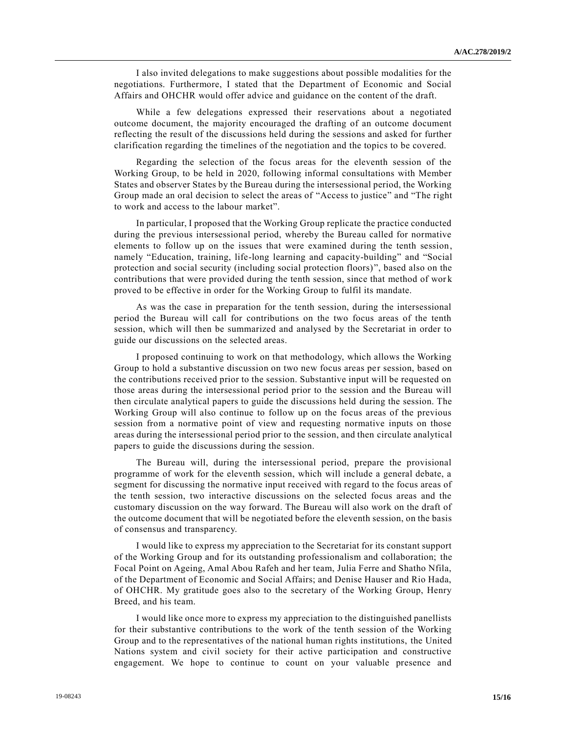I also invited delegations to make suggestions about possible modalities for the negotiations. Furthermore, I stated that the Department of Economic and Social Affairs and OHCHR would offer advice and guidance on the content of the draft.

While a few delegations expressed their reservations about a negotiated outcome document, the majority encouraged the drafting of an outcome document reflecting the result of the discussions held during the sessions and asked for further clarification regarding the timelines of the negotiation and the topics to be covered.

Regarding the selection of the focus areas for the eleventh session of the Working Group, to be held in 2020, following informal consultations with Member States and observer States by the Bureau during the intersessional period, the Working Group made an oral decision to select the areas of "Access to justice" and "The right to work and access to the labour market".

In particular, I proposed that the Working Group replicate the practice conducted during the previous intersessional period, whereby the Bureau called for normative elements to follow up on the issues that were examined during the tenth session, namely "Education, training, life-long learning and capacity-building" and "Social protection and social security (including social protection floors)", based also on the contributions that were provided during the tenth session, since that method of work proved to be effective in order for the Working Group to fulfil its mandate.

As was the case in preparation for the tenth session, during the intersessional period the Bureau will call for contributions on the two focus areas of the tenth session, which will then be summarized and analysed by the Secretariat in order to guide our discussions on the selected areas.

I proposed continuing to work on that methodology, which allows the Working Group to hold a substantive discussion on two new focus areas per session, based on the contributions received prior to the session. Substantive input will be requested on those areas during the intersessional period prior to the session and the Bureau will then circulate analytical papers to guide the discussions held during the session. The Working Group will also continue to follow up on the focus areas of the previous session from a normative point of view and requesting normative inputs on those areas during the intersessional period prior to the session, and then circulate analytical papers to guide the discussions during the session.

The Bureau will, during the intersessional period, prepare the provisional programme of work for the eleventh session, which will include a general debate, a segment for discussing the normative input received with regard to the focus areas of the tenth session, two interactive discussions on the selected focus areas and the customary discussion on the way forward. The Bureau will also work on the draft of the outcome document that will be negotiated before the eleventh session, on the basis of consensus and transparency.

I would like to express my appreciation to the Secretariat for its constant support of the Working Group and for its outstanding professionalism and collaboration; the Focal Point on Ageing, Amal Abou Rafeh and her team, Julia Ferre and Shatho Nfila, of the Department of Economic and Social Affairs; and Denise Hauser and Rio Hada, of OHCHR. My gratitude goes also to the secretary of the Working Group, Henry Breed, and his team.

I would like once more to express my appreciation to the distinguished panellists for their substantive contributions to the work of the tenth session of the Working Group and to the representatives of the national human rights institutions, the United Nations system and civil society for their active participation and constructive engagement. We hope to continue to count on your valuable presence and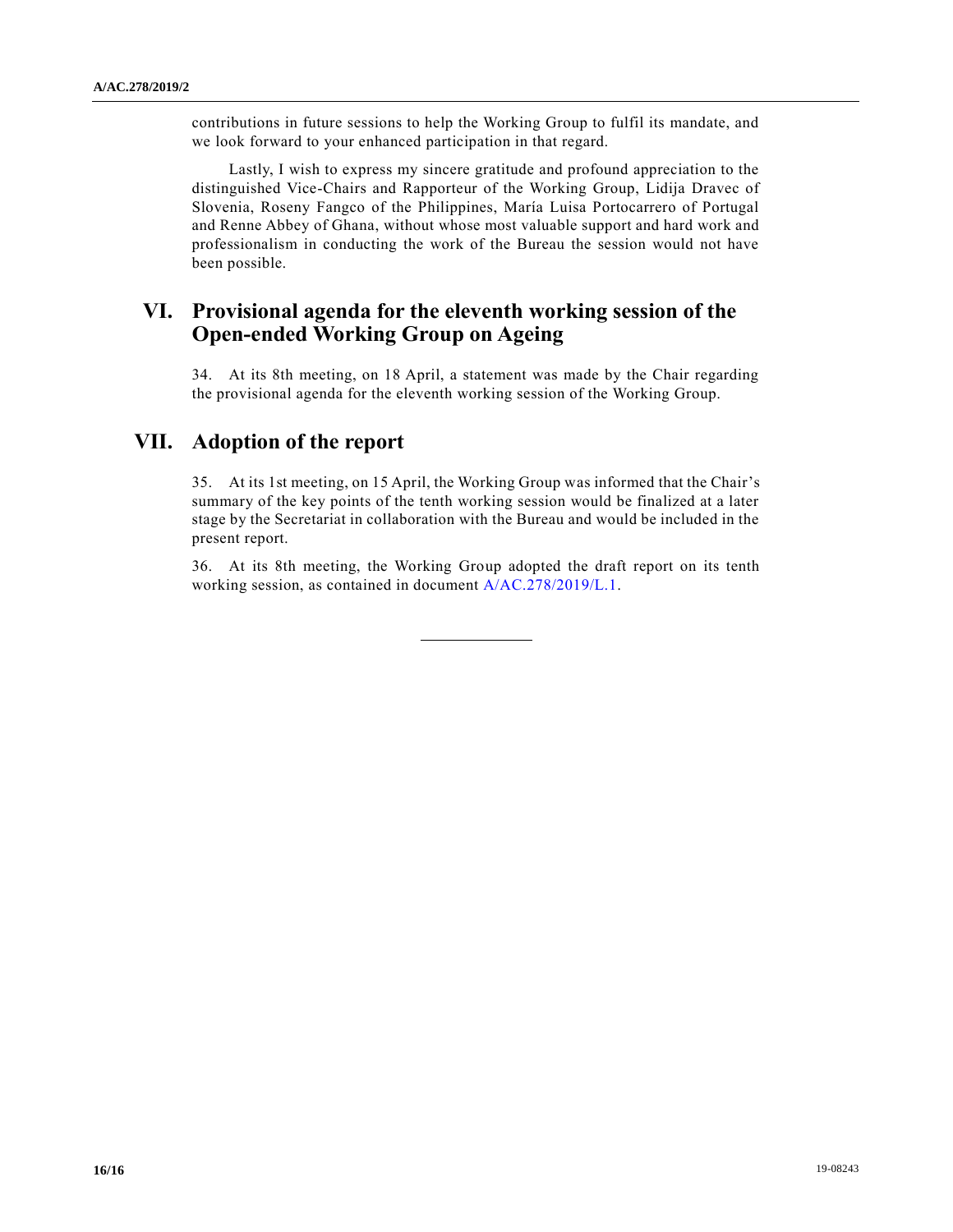contributions in future sessions to help the Working Group to fulfil its mandate, and we look forward to your enhanced participation in that regard.

Lastly, I wish to express my sincere gratitude and profound appreciation to the distinguished Vice-Chairs and Rapporteur of the Working Group, Lidija Dravec of Slovenia, Roseny Fangco of the Philippines, María Luisa Portocarrero of Portugal and Renne Abbey of Ghana, without whose most valuable support and hard work and professionalism in conducting the work of the Bureau the session would not have been possible.

## VI. Provisional agenda for the eleventh working session of the Open-ended Working Group on Ageing

34. At its 8th meeting, on 18 April, a statement was made by the Chair regarding the provisional agenda for the eleventh working session of the Working Group.

## VII. Adoption of the report

35. At its 1st meeting, on 15 April, the Working Group was informed that the Chair's summary of the key points of the tenth working session would be finalized at a later stage by the Secretariat in collaboration with the Bureau and would be included in the present report.

36. At its 8th meeting, the Working Group adopted the draft report on its tenth working session, as contained in document A/AC.278/2019/L.1.